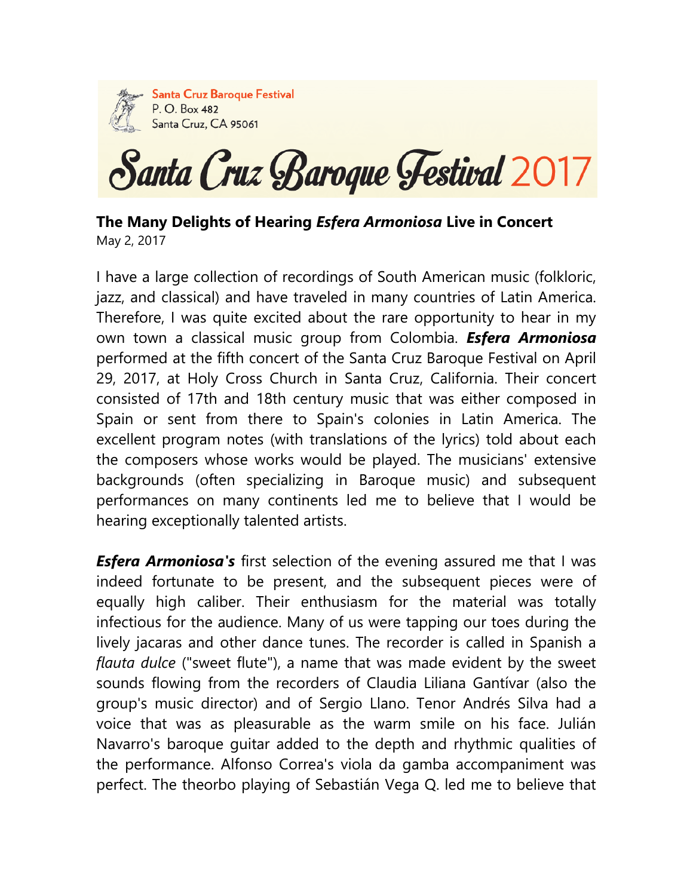Santa Cruz Baroque Festival
P. O. Box 482
Santa Cruz, CA 95061

# Santa Cruz Baroque Festival 2017

**The Many Delights of Hearing *Esfera Armoniosa* Live in Concert**
May 2, 2017

I have a large collection of recordings of South American music (folkloric, jazz, and classical) and have traveled in many countries of Latin America. Therefore, I was quite excited about the rare opportunity to hear in my own town a classical music group from Colombia. ***Esfera Armoniosa*** performed at the fifth concert of the Santa Cruz Baroque Festival on April 29, 2017, at Holy Cross Church in Santa Cruz, California. Their concert consisted of 17th and 18th century music that was either composed in Spain or sent from there to Spain's colonies in Latin America. The excellent program notes (with translations of the lyrics) told about each the composers whose works would be played. The musicians' extensive backgrounds (often specializing in Baroque music) and subsequent performances on many continents led me to believe that I would be hearing exceptionally talented artists.

***Esfera Armoniosa's*** first selection of the evening assured me that I was indeed fortunate to be present, and the subsequent pieces were of equally high caliber. Their enthusiasm for the material was totally infectious for the audience. Many of us were tapping our toes during the lively jacaras and other dance tunes. The recorder is called in Spanish a *flauta dulce* ("sweet flute"), a name that was made evident by the sweet sounds flowing from the recorders of Claudia Liliana Gantívar (also the group's music director) and of Sergio Llano. Tenor Andrés Silva had a voice that was as pleasurable as the warm smile on his face. Julián Navarro's baroque guitar added to the depth and rhythmic qualities of the performance. Alfonso Correa's viola da gamba accompaniment was perfect. The theorbo playing of Sebastián Vega Q. led me to believe that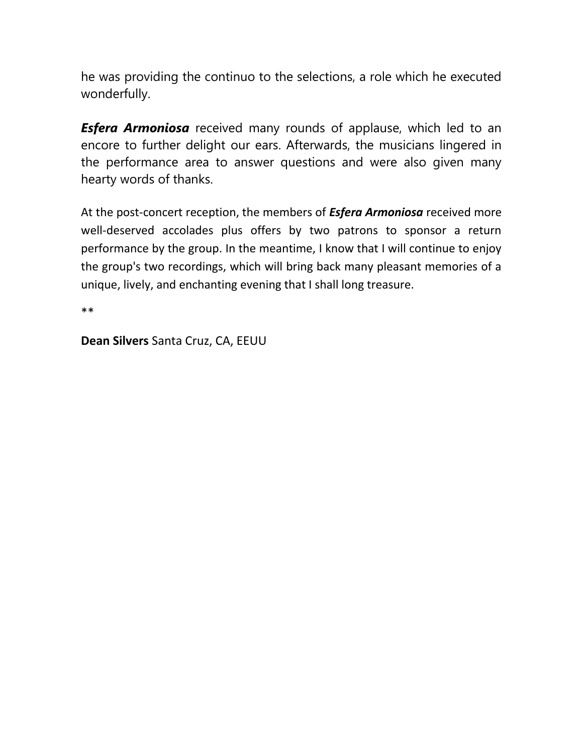he was providing the continuo to the selections, a role which he executed wonderfully.

***Esfera Armoniosa*** received many rounds of applause, which led to an encore to further delight our ears. Afterwards, the musicians lingered in the performance area to answer questions and were also given many hearty words of thanks.

At the post-concert reception, the members of ***Esfera Armoniosa*** received more well-deserved accolades plus offers by two patrons to sponsor a return performance by the group. In the meantime, I know that I will continue to enjoy the group's two recordings, which will bring back many pleasant memories of a unique, lively, and enchanting evening that I shall long treasure.

**

**Dean Silvers** Santa Cruz, CA, EEUU